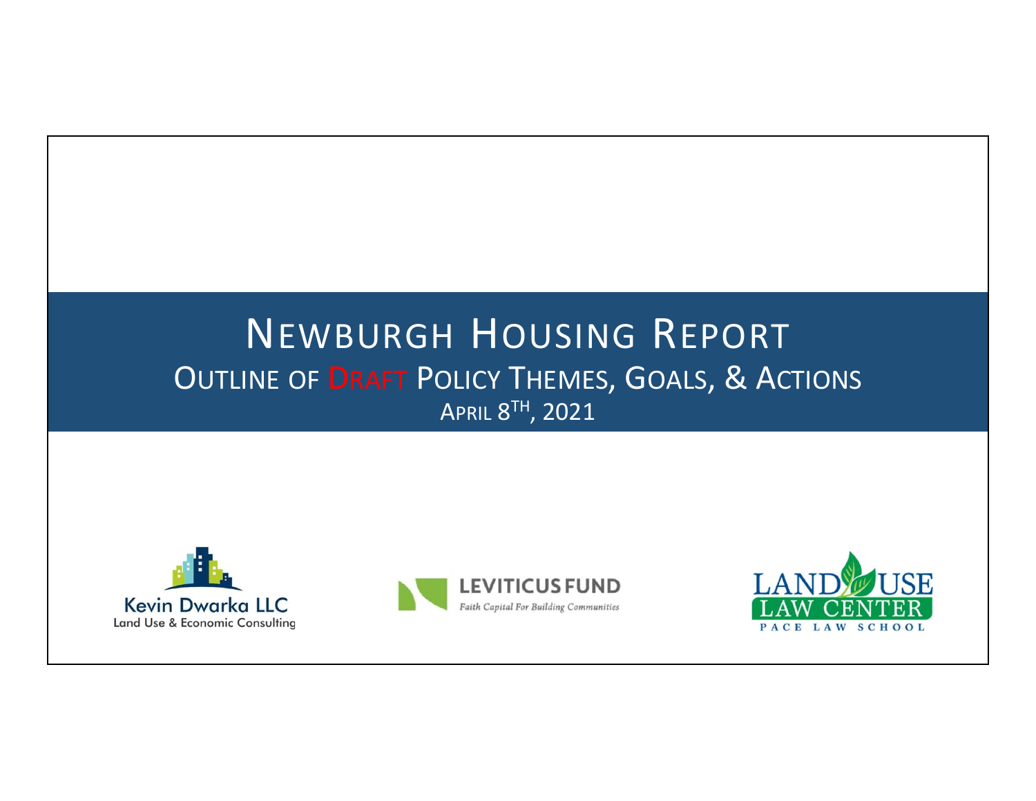# Newburgh Housing Report

## Outline of Draft Policy Themes, Goals, & Actions

April 8th, 2021

Kevin Dwarka LLC
Land Use & Economic Consulting

LEVITICUS FUND
*Faith Capital For Building Communities*

LAND USE LAW CENTER
PACE LAW SCHOOL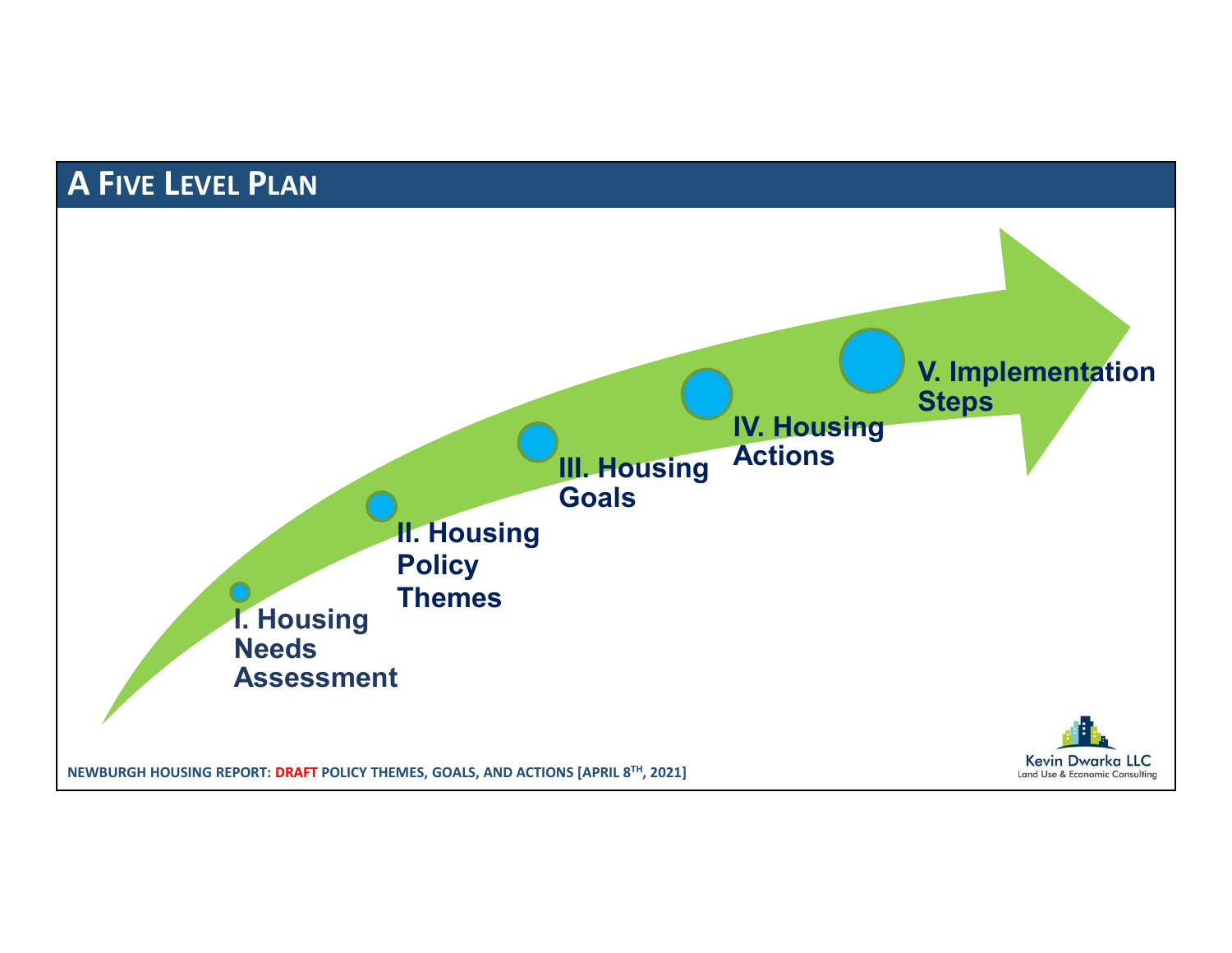# A Five Level Plan

I. Housing Needs Assessment

II. Housing Policy Themes

III. Housing Goals

IV. Housing Actions

V. Implementation Steps

NEWBURGH HOUSING REPORT: DRAFT POLICY THEMES, GOALS, AND ACTIONS [APRIL 8TH, 2021]

Kevin Dwarka LLC
Land Use & Economic Consulting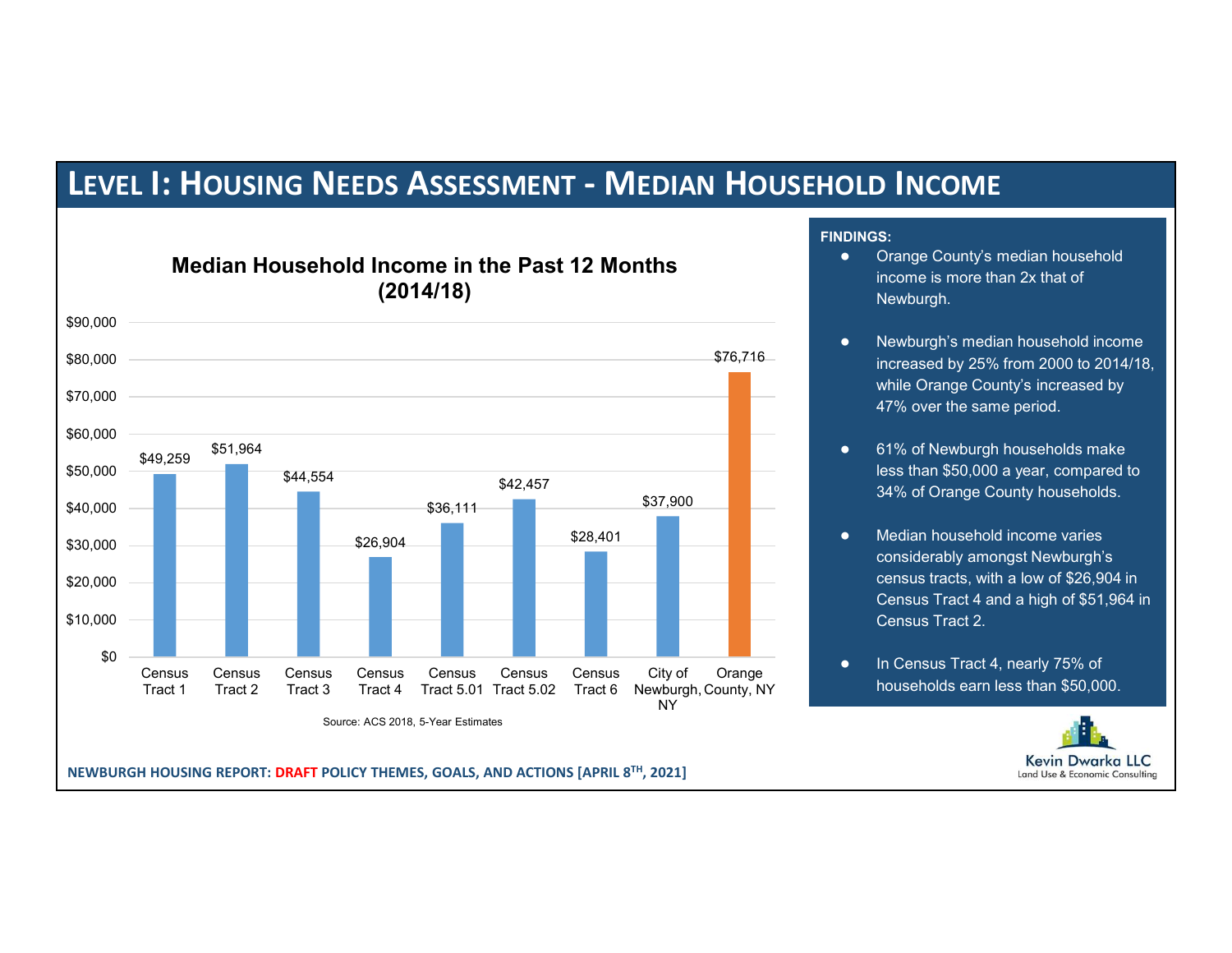# Level I: Housing Needs Assessment - Median Household Income

## Median Household Income in the Past 12 Months (2014/18)

| Geography | Median Household Income |
|---|---|
| Census Tract 1 | $49,259 |
| Census Tract 2 | $51,964 |
| Census Tract 3 | $44,554 |
| Census Tract 4 | $26,904 |
| Census Tract 5.01 | $36,111 |
| Census Tract 5.02 | $42,457 |
| Census Tract 6 | $28,401 |
| City of Newburgh, NY | $37,900 |
| Orange County, NY | $76,716 |

Source: ACS 2018, 5-Year Estimates

**FINDINGS:**

- Orange County's median household income is more than 2x that of Newburgh.
- Newburgh's median household income increased by 25% from 2000 to 2014/18, while Orange County's increased by 47% over the same period.
- 61% of Newburgh households make less than $50,000 a year, compared to 34% of Orange County households.
- Median household income varies considerably amongst Newburgh's census tracts, with a low of $26,904 in Census Tract 4 and a high of $51,964 in Census Tract 2.
- In Census Tract 4, nearly 75% of households earn less than $50,000.

NEWBURGH HOUSING REPORT: DRAFT POLICY THEMES, GOALS, AND ACTIONS [APRIL 8TH, 2021]

Kevin Dwarka LLC
Land Use & Economic Consulting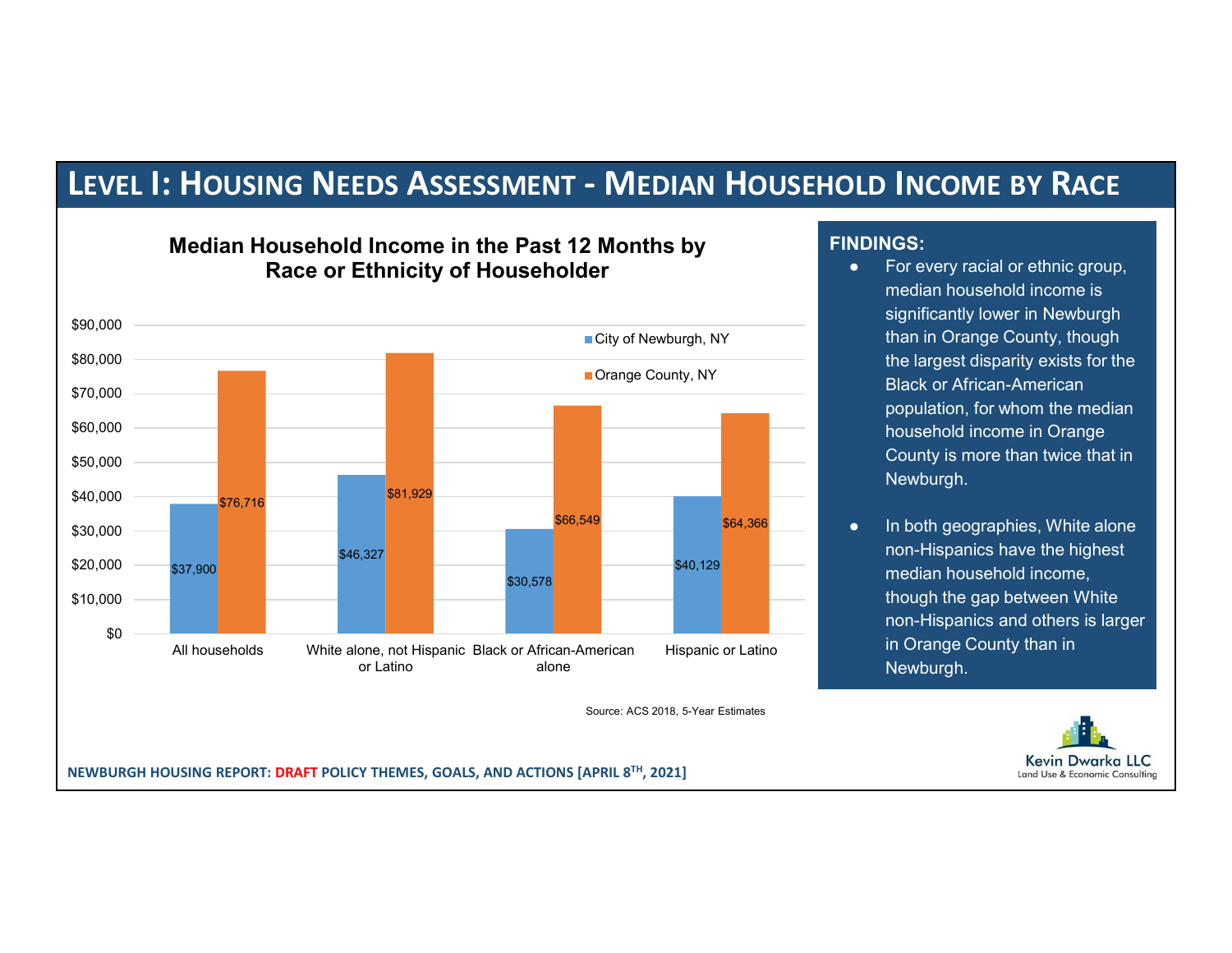# LEVEL I: HOUSING NEEDS ASSESSMENT - MEDIAN HOUSEHOLD INCOME BY RACE

## Median Household Income in the Past 12 Months by Race or Ethnicity of Householder

| | City of Newburgh, NY | Orange County, NY |
|---|---|---|
| All households | $37,900 | $76,716 |
| White alone, not Hispanic or Latino | $46,327 | $81,929 |
| Black or African-American alone | $30,578 | $66,549 |
| Hispanic or Latino | $40,129 | $64,366 |

Source: ACS 2018, 5-Year Estimates

**FINDINGS:**

- For every racial or ethnic group, median household income is significantly lower in Newburgh than in Orange County, though the largest disparity exists for the Black or African-American population, for whom the median household income in Orange County is more than twice that in Newburgh.
- In both geographies, White alone non-Hispanics have the highest median household income, though the gap between White non-Hispanics and others is larger in Orange County than in Newburgh.

NEWBURGH HOUSING REPORT: DRAFT POLICY THEMES, GOALS, AND ACTIONS [APRIL 8TH, 2021]

Kevin Dwarka LLC
Land Use & Economic Consulting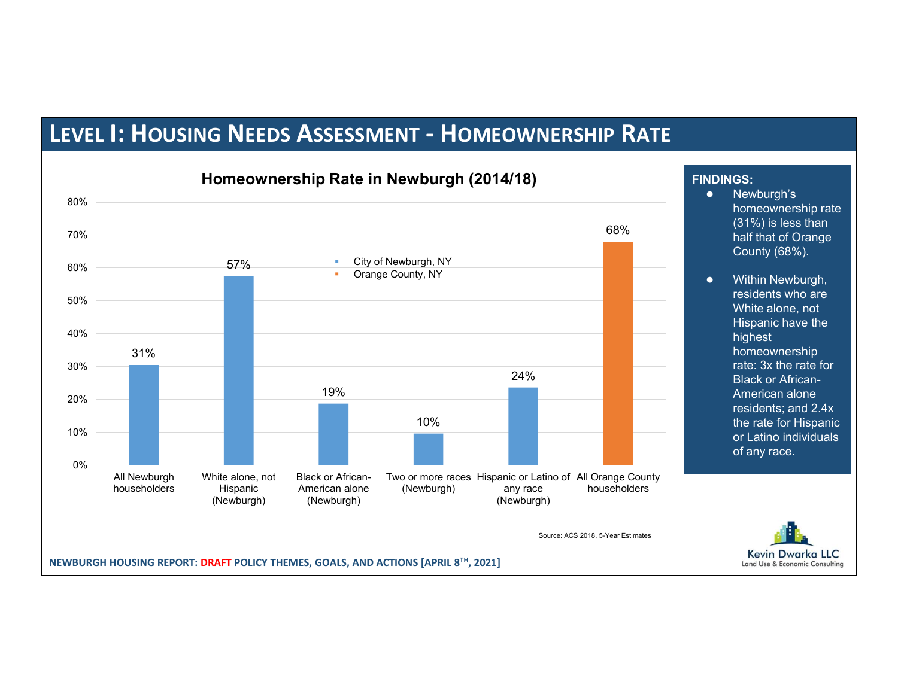# LEVEL I: HOUSING NEEDS ASSESSMENT - HOMEOWNERSHIP RATE

## Homeownership Rate in Newburgh (2014/18)

| Category | Homeownership Rate |
|---|---|
| All Newburgh householders | 31% |
| White alone, not Hispanic (Newburgh) | 57% |
| Black or African-American alone (Newburgh) | 19% |
| Two or more races (Newburgh) | 10% |
| Hispanic or Latino of any race (Newburgh) | 24% |
| All Orange County householders | 68% |

Legend: City of Newburgh, NY; Orange County, NY

Source: ACS 2018, 5-Year Estimates

**FINDINGS:**

- Newburgh's homeownership rate (31%) is less than half that of Orange County (68%).
- Within Newburgh, residents who are White alone, not Hispanic have the highest homeownership rate: 3x the rate for Black or African-American alone residents; and 2.4x the rate for Hispanic or Latino individuals of any race.

NEWBURGH HOUSING REPORT: DRAFT POLICY THEMES, GOALS, AND ACTIONS [APRIL 8TH, 2021]

Kevin Dwarka LLC
Land Use & Economic Consulting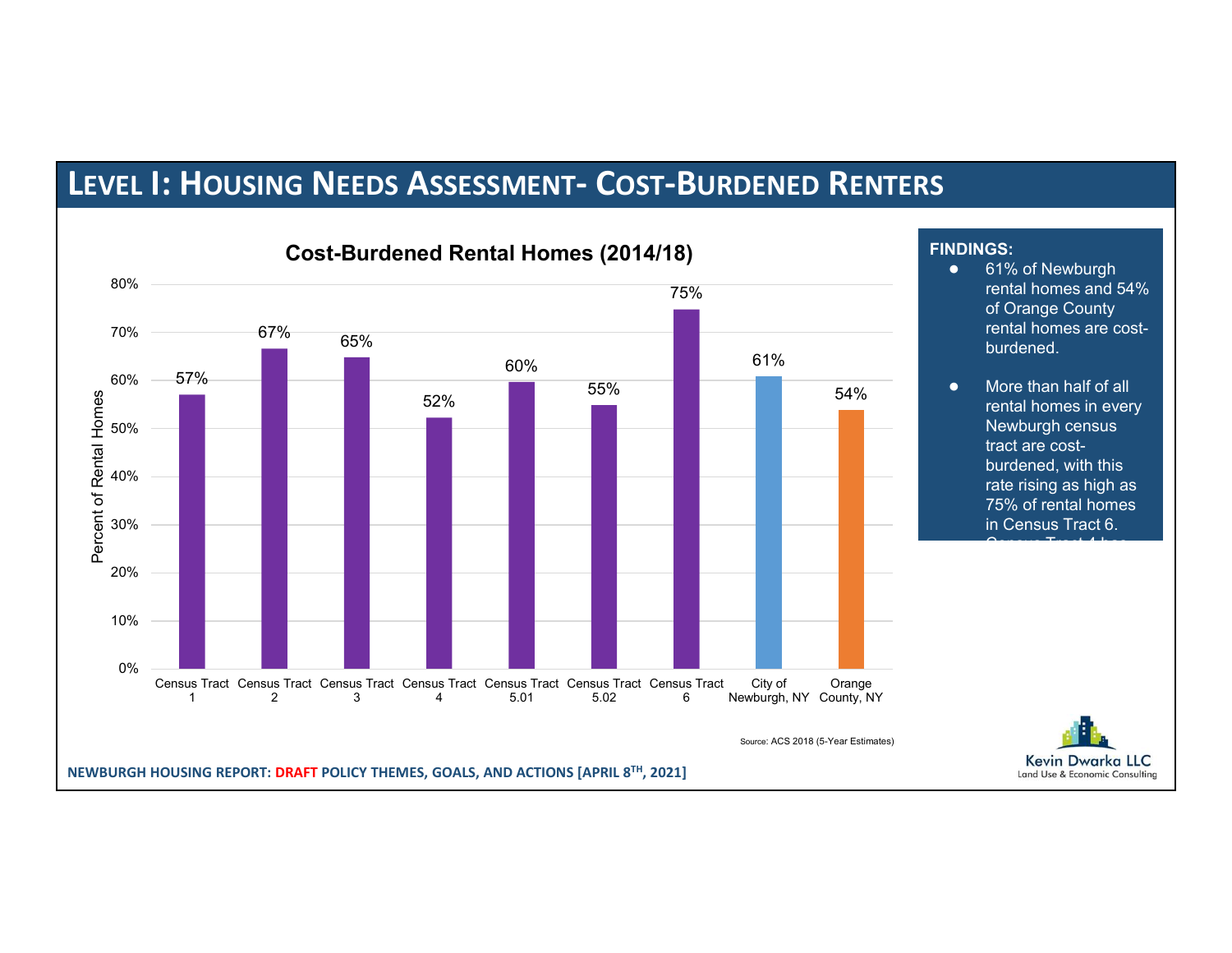# Level I: Housing Needs Assessment- Cost-Burdened Renters

## Cost-Burdened Rental Homes (2014/18)

| Geography | Percent of Rental Homes |
|---|---|
| Census Tract 1 | 57% |
| Census Tract 2 | 67% |
| Census Tract 3 | 65% |
| Census Tract 4 | 52% |
| Census Tract 5.01 | 60% |
| Census Tract 5.02 | 55% |
| Census Tract 6 | 75% |
| City of Newburgh, NY | 61% |
| Orange County, NY | 54% |

Source: ACS 2018 (5-Year Estimates)

**FINDINGS:**

- 61% of Newburgh rental homes and 54% of Orange County rental homes are cost-burdened.
- More than half of all rental homes in every Newburgh census tract are cost-burdened, with this rate rising as high as 75% of rental homes in Census Tract 6. Census Tract 4 has

**NEWBURGH HOUSING REPORT: DRAFT POLICY THEMES, GOALS, AND ACTIONS [APRIL 8TH, 2021]**

Kevin Dwarka LLC
Land Use & Economic Consulting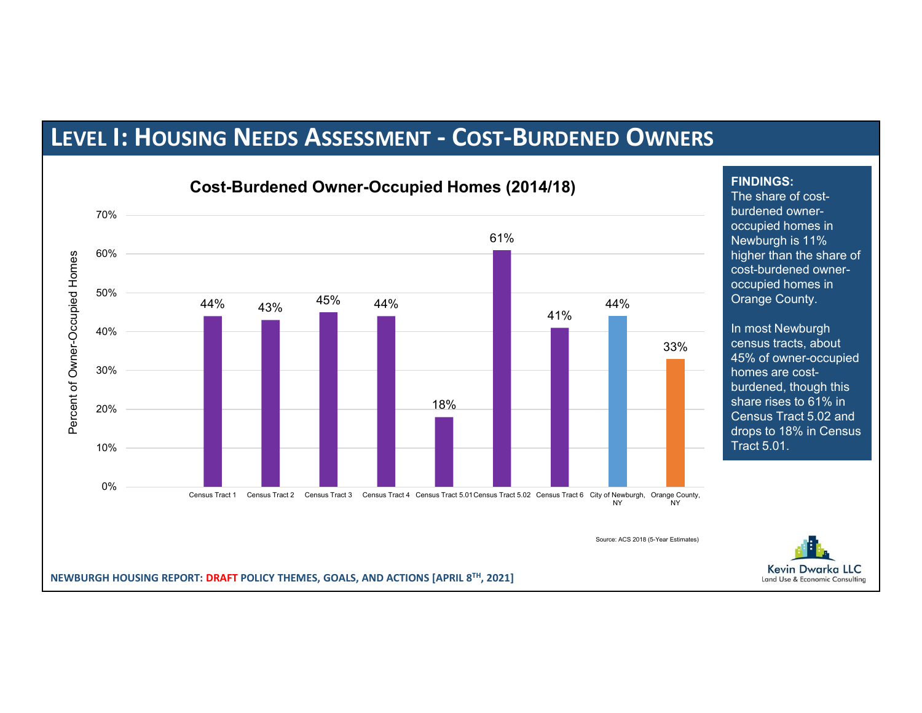# Level I: Housing Needs Assessment - Cost-Burdened Owners

## Cost-Burdened Owner-Occupied Homes (2014/18)

| Geography | Percent of Owner-Occupied Homes |
|---|---|
| Census Tract 1 | 44% |
| Census Tract 2 | 43% |
| Census Tract 3 | 45% |
| Census Tract 4 | 44% |
| Census Tract 5.01 | 18% |
| Census Tract 5.02 | 61% |
| Census Tract 6 | 41% |
| City of Newburgh, NY | 44% |
| Orange County, NY | 33% |

Source: ACS 2018 (5-Year Estimates)

**FINDINGS:**

The share of cost-burdened owner-occupied homes in Newburgh is 11% higher than the share of cost-burdened owner-occupied homes in Orange County.

In most Newburgh census tracts, about 45% of owner-occupied homes are cost-burdened, though this share rises to 61% in Census Tract 5.02 and drops to 18% in Census Tract 5.01.

**NEWBURGH HOUSING REPORT: DRAFT POLICY THEMES, GOALS, AND ACTIONS [APRIL 8TH, 2021]**

Kevin Dwarka LLC
Land Use & Economic Consulting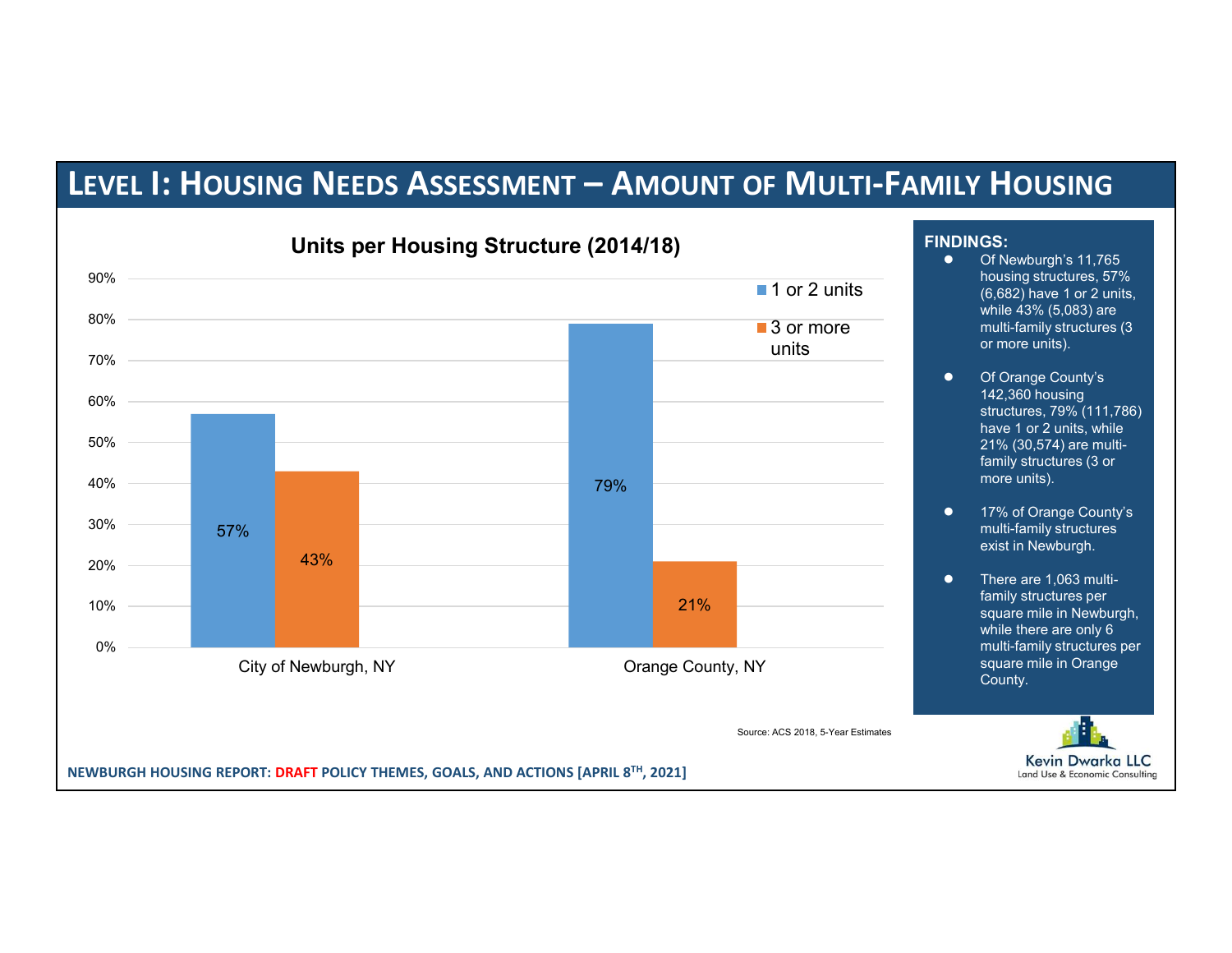# Level I: Housing Needs Assessment – Amount of Multi-Family Housing

## Units per Housing Structure (2014/18)

| | 1 or 2 units | 3 or more units |
|---|---|---|
| City of Newburgh, NY | 57% | 43% |
| Orange County, NY | 79% | 21% |

Source: ACS 2018, 5-Year Estimates

**FINDINGS:**

- Of Newburgh's 11,765 housing structures, 57% (6,682) have 1 or 2 units, while 43% (5,083) are multi-family structures (3 or more units).
- Of Orange County's 142,360 housing structures, 79% (111,786) have 1 or 2 units, while 21% (30,574) are multi-family structures (3 or more units).
- 17% of Orange County's multi-family structures exist in Newburgh.
- There are 1,063 multi-family structures per square mile in Newburgh, while there are only 6 multi-family structures per square mile in Orange County.

NEWBURGH HOUSING REPORT: DRAFT POLICY THEMES, GOALS, AND ACTIONS [APRIL 8TH, 2021]

Kevin Dwarka LLC
Land Use & Economic Consulting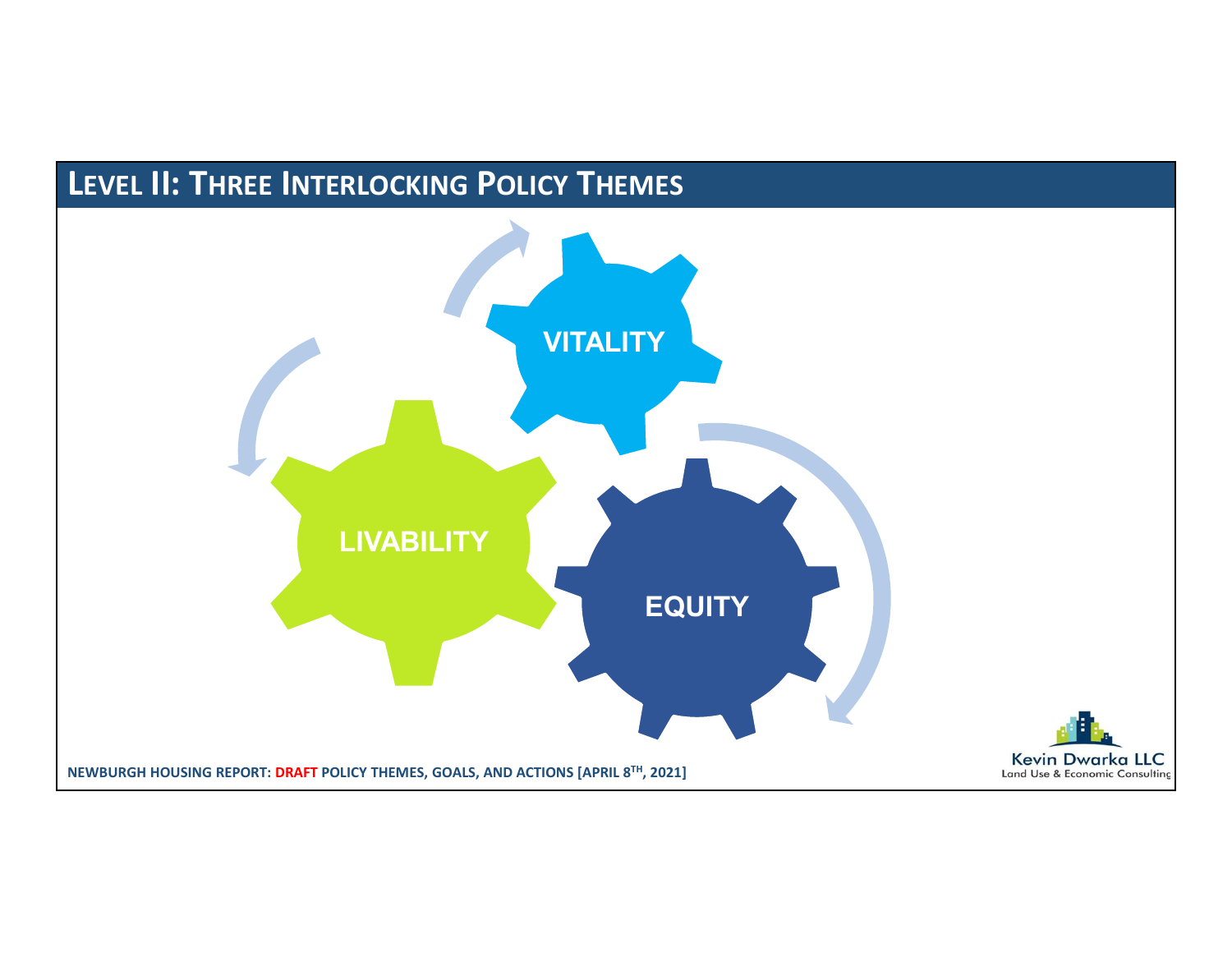# Level II: Three Interlocking Policy Themes

VITALITY

LIVABILITY

EQUITY

NEWBURGH HOUSING REPORT: DRAFT POLICY THEMES, GOALS, AND ACTIONS [APRIL 8TH, 2021]

Kevin Dwarka LLC
Land Use & Economic Consulting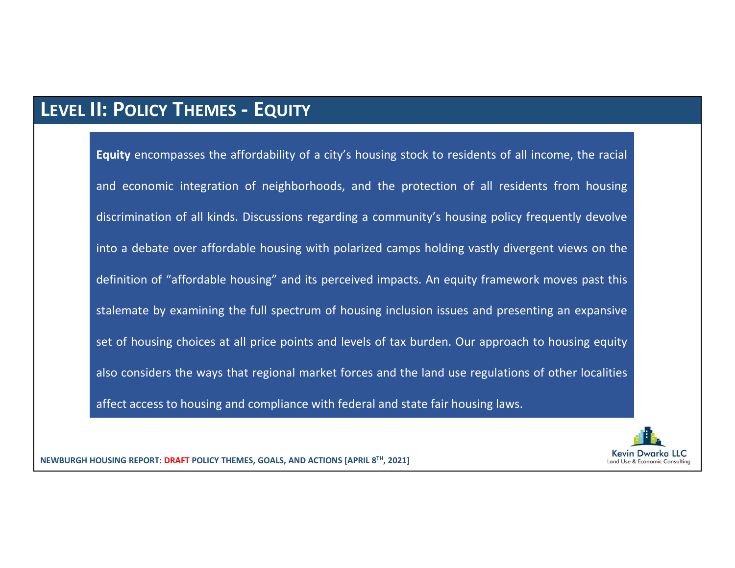## LEVEL II: POLICY THEMES - EQUITY

**Equity** encompasses the affordability of a city's housing stock to residents of all income, the racial and economic integration of neighborhoods, and the protection of all residents from housing discrimination of all kinds. Discussions regarding a community's housing policy frequently devolve into a debate over affordable housing with polarized camps holding vastly divergent views on the definition of "affordable housing" and its perceived impacts. An equity framework moves past this stalemate by examining the full spectrum of housing inclusion issues and presenting an expansive set of housing choices at all price points and levels of tax burden. Our approach to housing equity also considers the ways that regional market forces and the land use regulations of other localities affect access to housing and compliance with federal and state fair housing laws.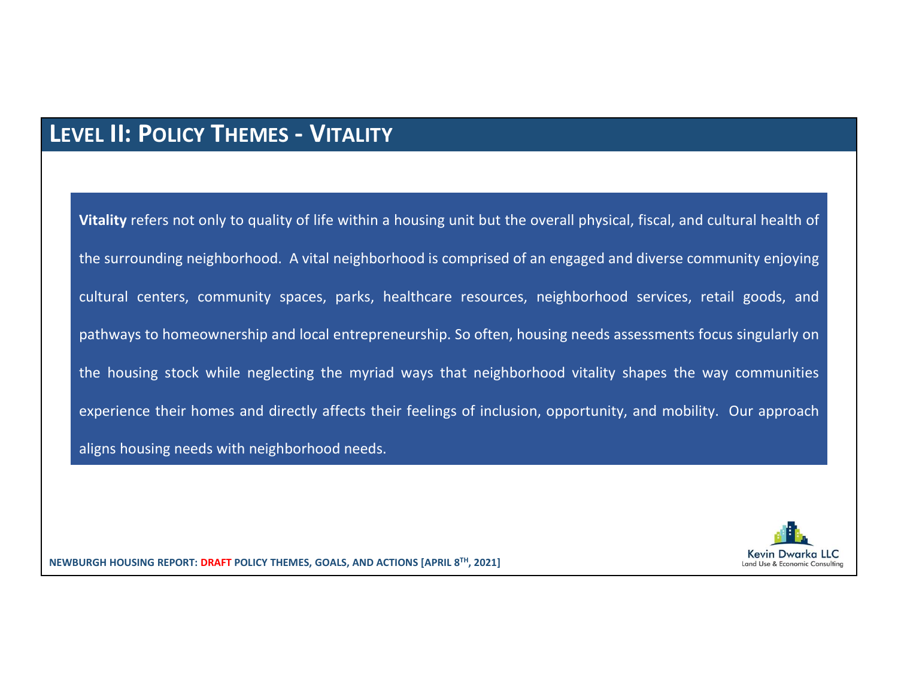# LEVEL II: POLICY THEMES - VITALITY

**Vitality** refers not only to quality of life within a housing unit but the overall physical, fiscal, and cultural health of the surrounding neighborhood. A vital neighborhood is comprised of an engaged and diverse community enjoying cultural centers, community spaces, parks, healthcare resources, neighborhood services, retail goods, and pathways to homeownership and local entrepreneurship. So often, housing needs assessments focus singularly on the housing stock while neglecting the myriad ways that neighborhood vitality shapes the way communities experience their homes and directly affects their feelings of inclusion, opportunity, and mobility. Our approach aligns housing needs with neighborhood needs.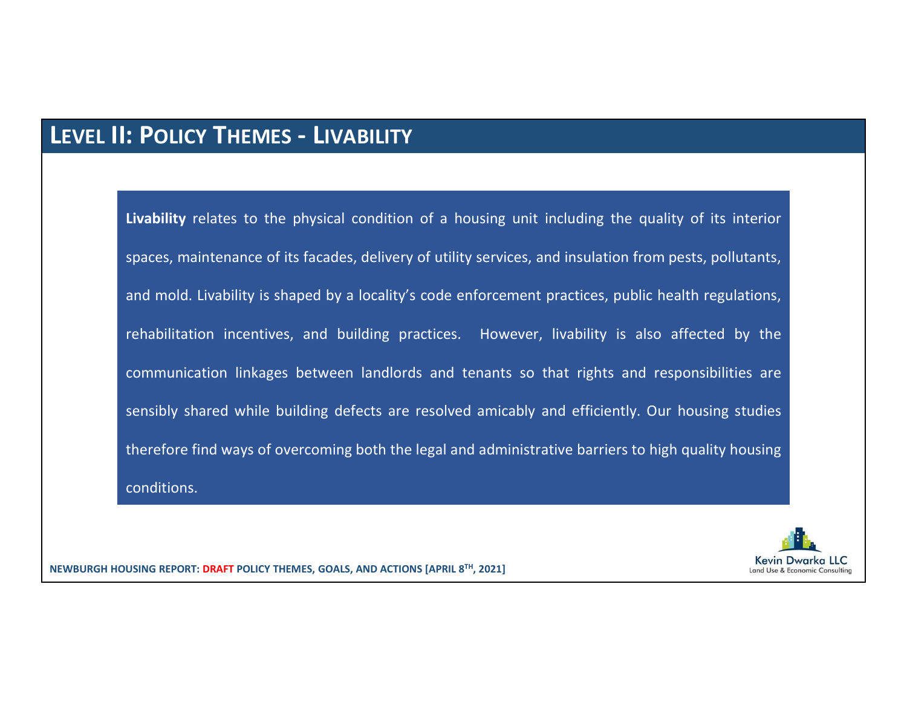## LEVEL II: POLICY THEMES - LIVABILITY

**Livability** relates to the physical condition of a housing unit including the quality of its interior spaces, maintenance of its facades, delivery of utility services, and insulation from pests, pollutants, and mold. Livability is shaped by a locality's code enforcement practices, public health regulations, rehabilitation incentives, and building practices. However, livability is also affected by the communication linkages between landlords and tenants so that rights and responsibilities are sensibly shared while building defects are resolved amicably and efficiently. Our housing studies therefore find ways of overcoming both the legal and administrative barriers to high quality housing conditions.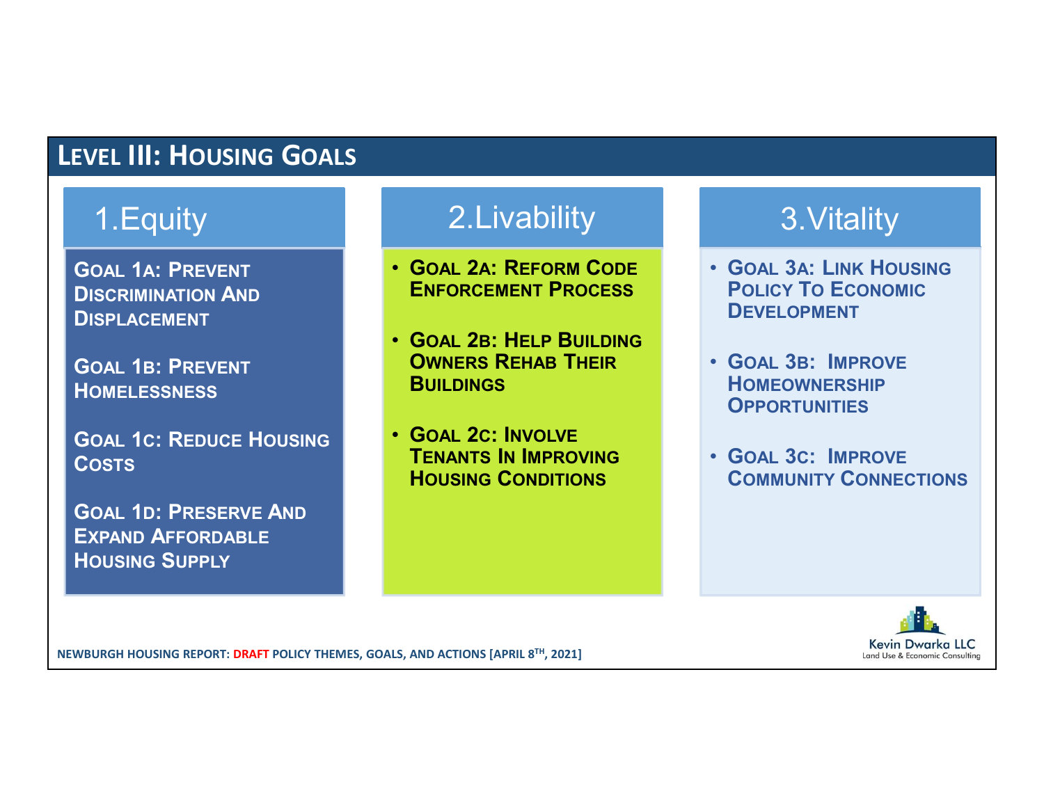# Level III: Housing Goals

## 1. Equity

Goal 1A: Prevent Discrimination And Displacement

Goal 1B: Prevent Homelessness

Goal 1C: Reduce Housing Costs

Goal 1D: Preserve And Expand Affordable Housing Supply

## 2. Livability

- Goal 2A: Reform Code Enforcement Process
- Goal 2B: Help Building Owners Rehab Their Buildings
- Goal 2C: Involve Tenants In Improving Housing Conditions

## 3. Vitality

- Goal 3A: Link Housing Policy To Economic Development
- Goal 3B: Improve Homeownership Opportunities
- Goal 3C: Improve Community Connections

NEWBURGH HOUSING REPORT: DRAFT POLICY THEMES, GOALS, AND ACTIONS [APRIL 8TH, 2021]

Kevin Dwarka LLC
Land Use & Economic Consulting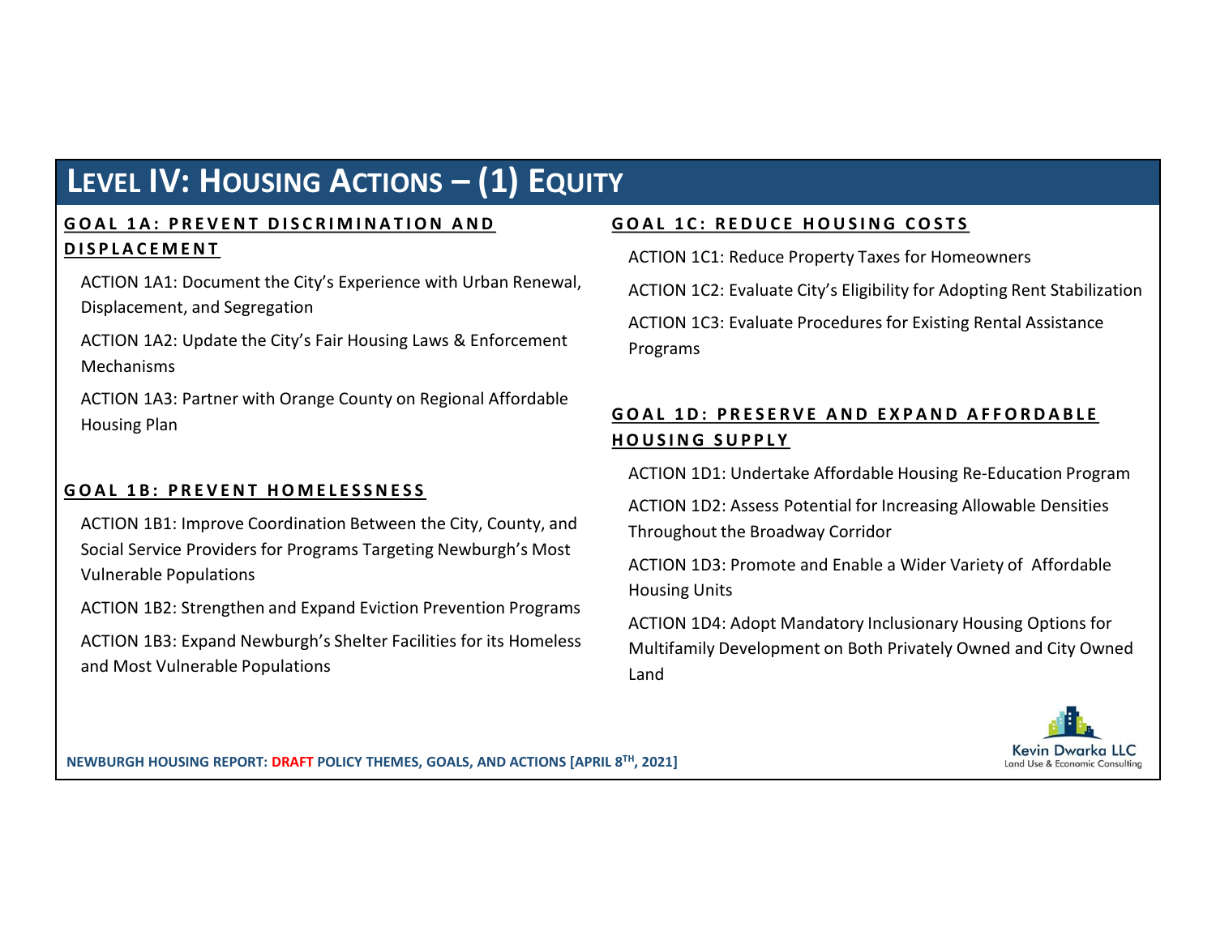# Level IV: Housing Actions – (1) Equity

## Goal 1A: Prevent Discrimination and Displacement

ACTION 1A1: Document the City's Experience with Urban Renewal, Displacement, and Segregation

ACTION 1A2: Update the City's Fair Housing Laws & Enforcement Mechanisms

ACTION 1A3: Partner with Orange County on Regional Affordable Housing Plan

## Goal 1B: Prevent Homelessness

ACTION 1B1: Improve Coordination Between the City, County, and Social Service Providers for Programs Targeting Newburgh's Most Vulnerable Populations

ACTION 1B2: Strengthen and Expand Eviction Prevention Programs

ACTION 1B3: Expand Newburgh's Shelter Facilities for its Homeless and Most Vulnerable Populations

## Goal 1C: Reduce Housing Costs

ACTION 1C1: Reduce Property Taxes for Homeowners

ACTION 1C2: Evaluate City's Eligibility for Adopting Rent Stabilization

ACTION 1C3: Evaluate Procedures for Existing Rental Assistance Programs

## Goal 1D: Preserve and Expand Affordable Housing Supply

ACTION 1D1: Undertake Affordable Housing Re-Education Program

ACTION 1D2: Assess Potential for Increasing Allowable Densities Throughout the Broadway Corridor

ACTION 1D3: Promote and Enable a Wider Variety of Affordable Housing Units

ACTION 1D4: Adopt Mandatory Inclusionary Housing Options for Multifamily Development on Both Privately Owned and City Owned Land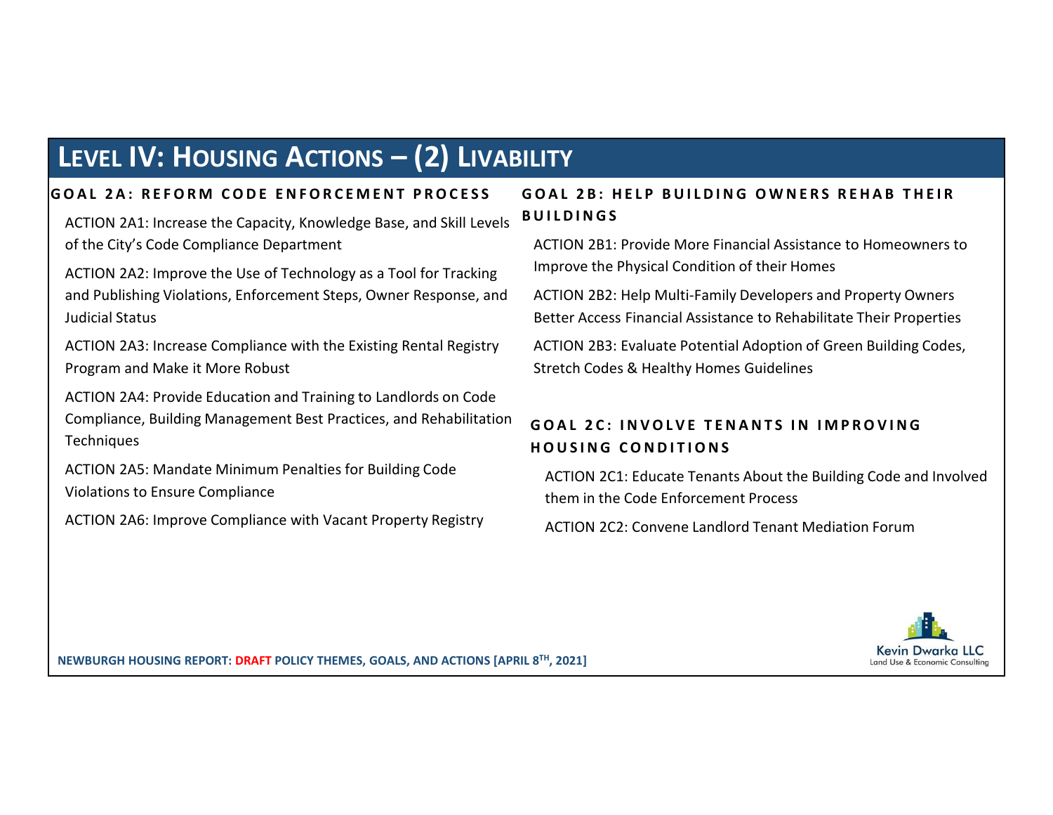# Level IV: Housing Actions – (2) Livability

## GOAL 2A: REFORM CODE ENFORCEMENT PROCESS

ACTION 2A1: Increase the Capacity, Knowledge Base, and Skill Levels of the City's Code Compliance Department

ACTION 2A2: Improve the Use of Technology as a Tool for Tracking and Publishing Violations, Enforcement Steps, Owner Response, and Judicial Status

ACTION 2A3: Increase Compliance with the Existing Rental Registry Program and Make it More Robust

ACTION 2A4: Provide Education and Training to Landlords on Code Compliance, Building Management Best Practices, and Rehabilitation Techniques

ACTION 2A5: Mandate Minimum Penalties for Building Code Violations to Ensure Compliance

ACTION 2A6: Improve Compliance with Vacant Property Registry

## GOAL 2B: HELP BUILDING OWNERS REHAB THEIR BUILDINGS

ACTION 2B1: Provide More Financial Assistance to Homeowners to Improve the Physical Condition of their Homes

ACTION 2B2: Help Multi-Family Developers and Property Owners Better Access Financial Assistance to Rehabilitate Their Properties

ACTION 2B3: Evaluate Potential Adoption of Green Building Codes, Stretch Codes & Healthy Homes Guidelines

## GOAL 2C: INVOLVE TENANTS IN IMPROVING HOUSING CONDITIONS

ACTION 2C1: Educate Tenants About the Building Code and Involved them in the Code Enforcement Process

ACTION 2C2: Convene Landlord Tenant Mediation Forum

NEWBURGH HOUSING REPORT: DRAFT POLICY THEMES, GOALS, AND ACTIONS [APRIL 8TH, 2021]

Kevin Dwarka LLC
Land Use & Economic Consulting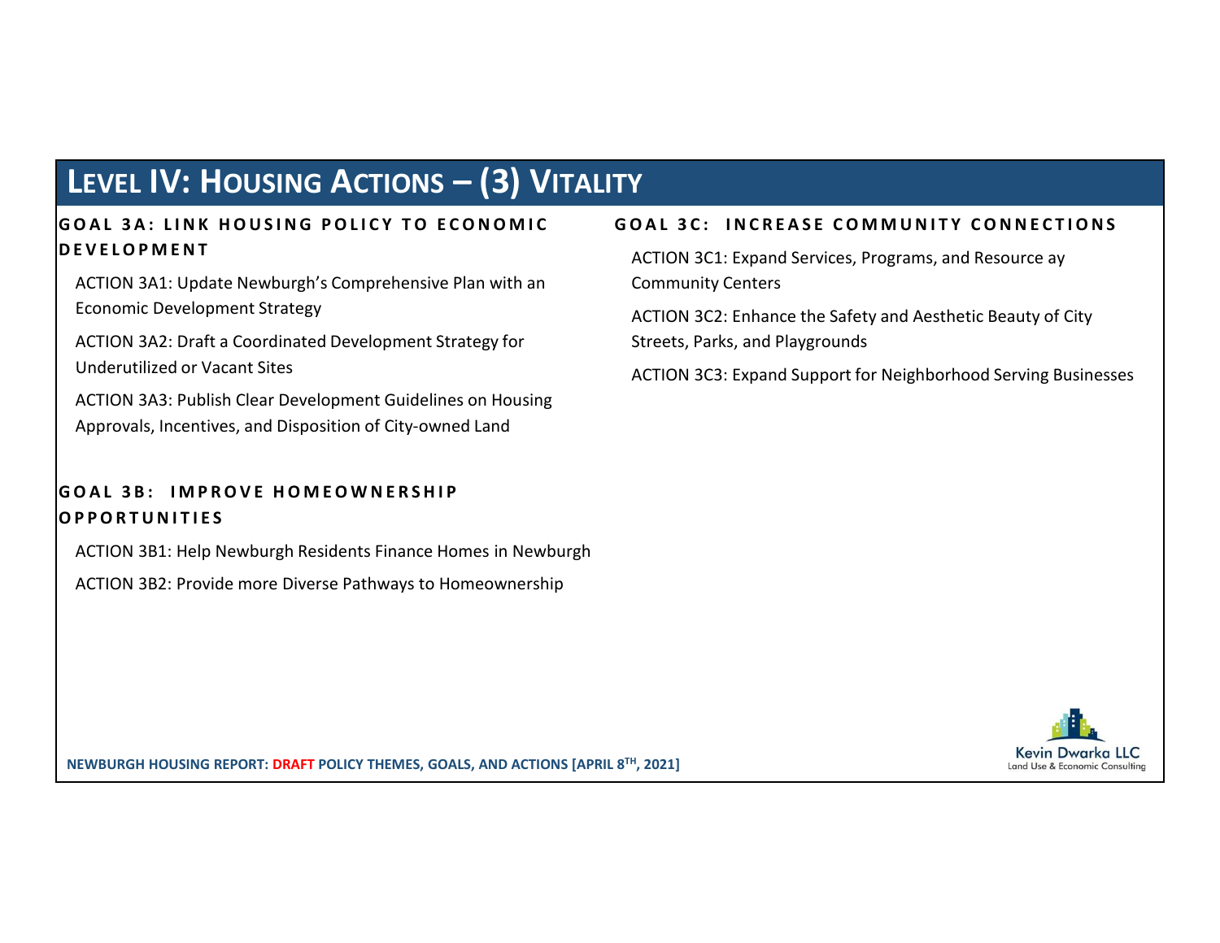# Level IV: Housing Actions – (3) Vitality

## GOAL 3A: LINK HOUSING POLICY TO ECONOMIC DEVELOPMENT

ACTION 3A1: Update Newburgh's Comprehensive Plan with an Economic Development Strategy

ACTION 3A2: Draft a Coordinated Development Strategy for Underutilized or Vacant Sites

ACTION 3A3: Publish Clear Development Guidelines on Housing Approvals, Incentives, and Disposition of City-owned Land

## GOAL 3B: IMPROVE HOMEOWNERSHIP OPPORTUNITIES

ACTION 3B1: Help Newburgh Residents Finance Homes in Newburgh

ACTION 3B2: Provide more Diverse Pathways to Homeownership

## GOAL 3C: INCREASE COMMUNITY CONNECTIONS

ACTION 3C1: Expand Services, Programs, and Resource ay Community Centers

ACTION 3C2: Enhance the Safety and Aesthetic Beauty of City Streets, Parks, and Playgrounds

ACTION 3C3: Expand Support for Neighborhood Serving Businesses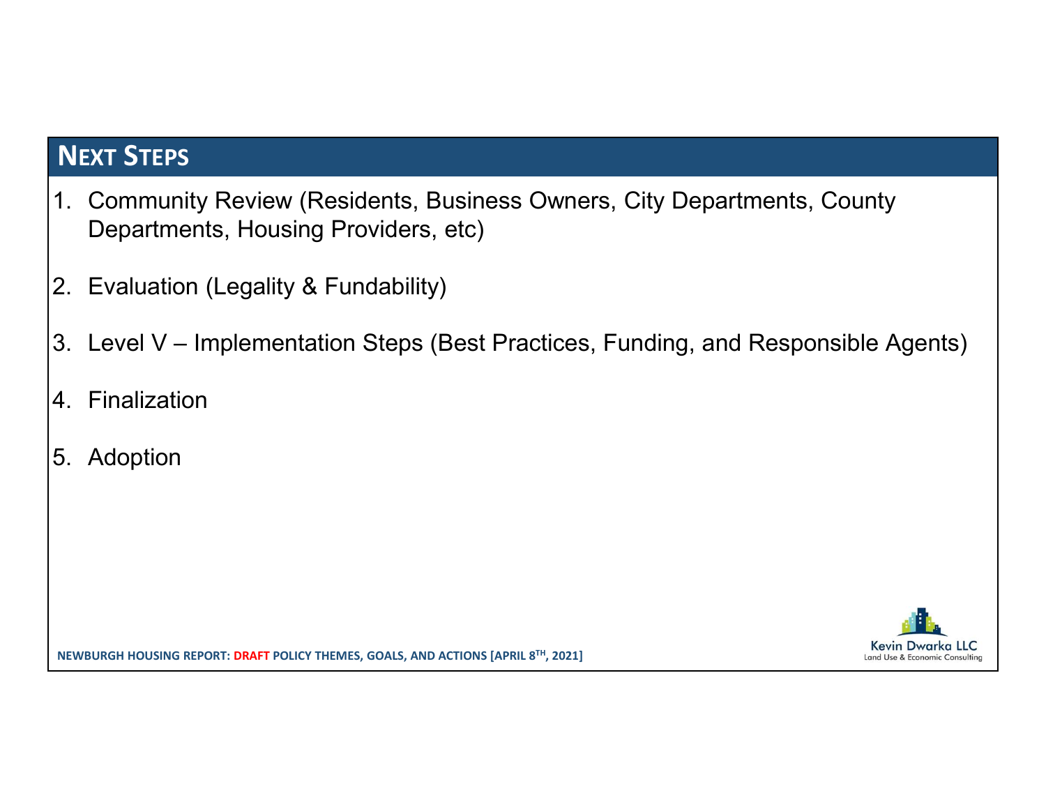## Next Steps

1. Community Review (Residents, Business Owners, City Departments, County Departments, Housing Providers, etc)
2. Evaluation (Legality & Fundability)
3. Level V – Implementation Steps (Best Practices, Funding, and Responsible Agents)
4. Finalization
5. Adoption